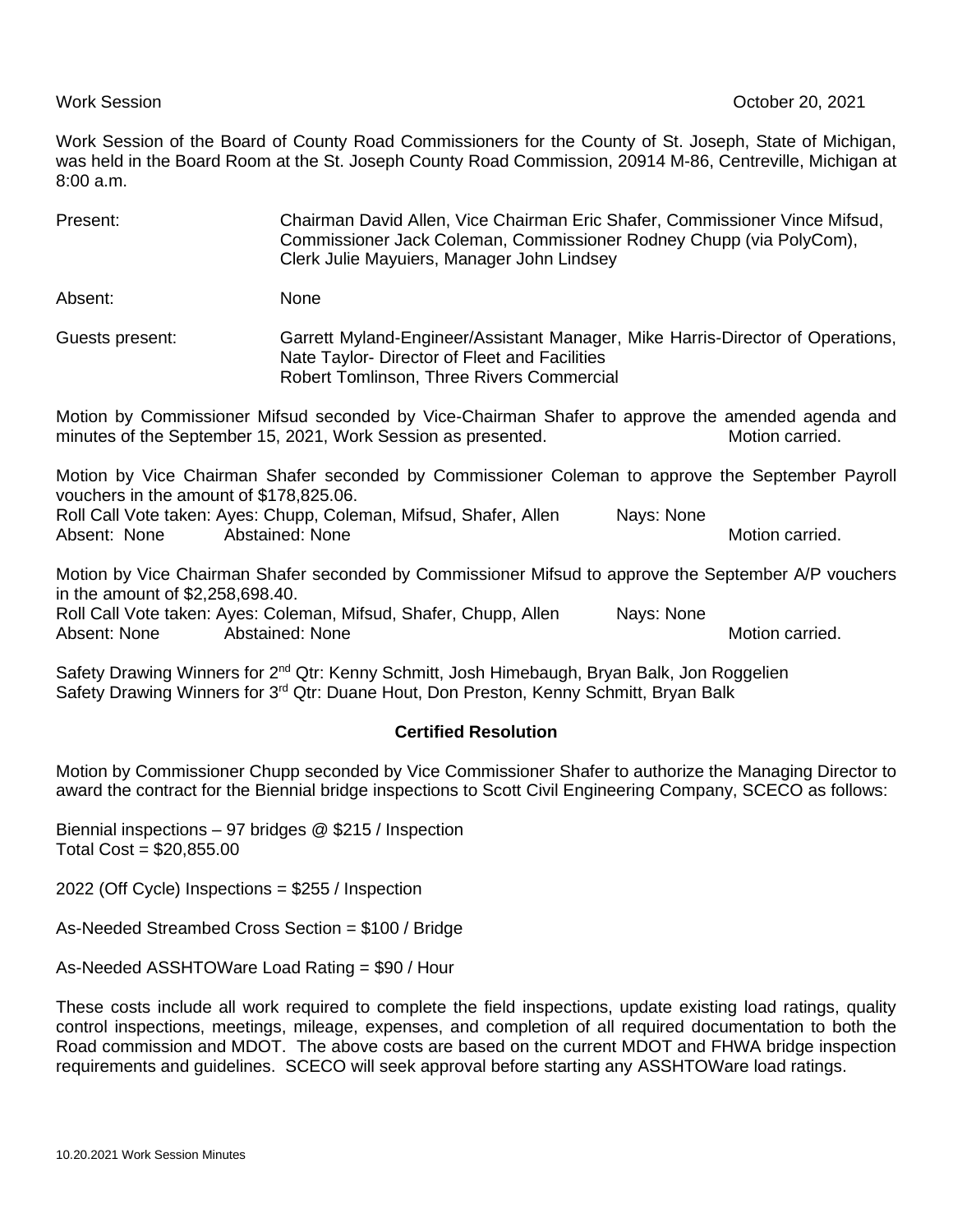Work Session October 20, 2021

Work Session of the Board of County Road Commissioners for the County of St. Joseph, State of Michigan, was held in the Board Room at the St. Joseph County Road Commission, 20914 M-86, Centreville, Michigan at 8:00 a.m.

Present: Chairman David Allen, Vice Chairman Eric Shafer, Commissioner Vince Mifsud, Commissioner Jack Coleman, Commissioner Rodney Chupp (via PolyCom), Clerk Julie Mayuiers, Manager John Lindsey

Absent: None

Guests present: Garrett Myland-Engineer/Assistant Manager, Mike Harris-Director of Operations, Nate Taylor- Director of Fleet and Facilities
Robert Tomlinson, Three Rivers Commercial

Motion by Commissioner Mifsud seconded by Vice-Chairman Shafer to approve the amended agenda and minutes of the September 15, 2021, Work Session as presented. Motion carried.

Motion by Vice Chairman Shafer seconded by Commissioner Coleman to approve the September Payroll vouchers in the amount of $178,825.06.
Roll Call Vote taken: Ayes: Chupp, Coleman, Mifsud, Shafer, Allen Nays: None
Absent: None Abstained: None Motion carried.

Motion by Vice Chairman Shafer seconded by Commissioner Mifsud to approve the September A/P vouchers in the amount of $2,258,698.40.
Roll Call Vote taken: Ayes: Coleman, Mifsud, Shafer, Chupp, Allen Nays: None
Absent: None Abstained: None Motion carried.

Safety Drawing Winners for 2nd Qtr: Kenny Schmitt, Josh Himebaugh, Bryan Balk, Jon Roggelien
Safety Drawing Winners for 3rd Qtr: Duane Hout, Don Preston, Kenny Schmitt, Bryan Balk

**Certified Resolution**

Motion by Commissioner Chupp seconded by Vice Commissioner Shafer to authorize the Managing Director to award the contract for the Biennial bridge inspections to Scott Civil Engineering Company, SCECO as follows:

Biennial inspections – 97 bridges @ $215 / Inspection
Total Cost = $20,855.00

2022 (Off Cycle) Inspections = $255 / Inspection

As-Needed Streambed Cross Section = $100 / Bridge

As-Needed ASSHTOWare Load Rating = $90 / Hour

These costs include all work required to complete the field inspections, update existing load ratings, quality control inspections, meetings, mileage, expenses, and completion of all required documentation to both the Road commission and MDOT. The above costs are based on the current MDOT and FHWA bridge inspection requirements and guidelines. SCECO will seek approval before starting any ASSHTOWare load ratings.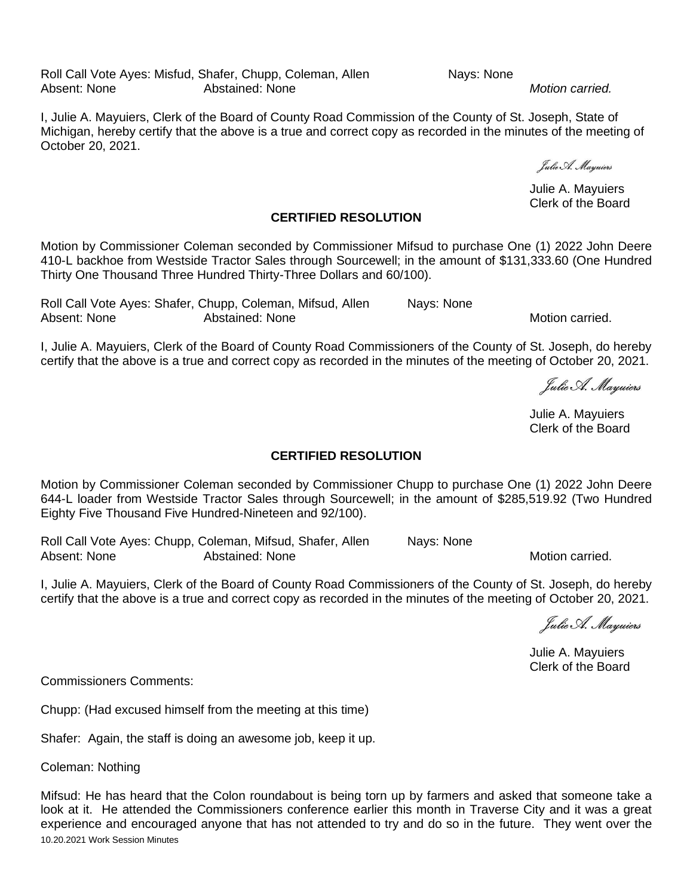Roll Call Vote Ayes: Misfud, Shafer, Chupp, Coleman, Allen Nays: None
Absent: None Abstained: None *Motion carried.*

I, Julie A. Mayuiers, Clerk of the Board of County Road Commission of the County of St. Joseph, State of Michigan, hereby certify that the above is a true and correct copy as recorded in the minutes of the meeting of October 20, 2021.

*Julie A. Mayuiers*

Julie A. Mayuiers
Clerk of the Board

**CERTIFIED RESOLUTION**

Motion by Commissioner Coleman seconded by Commissioner Mifsud to purchase One (1) 2022 John Deere 410-L backhoe from Westside Tractor Sales through Sourcewell; in the amount of $131,333.60 (One Hundred Thirty One Thousand Three Hundred Thirty-Three Dollars and 60/100).

Roll Call Vote Ayes: Shafer, Chupp, Coleman, Mifsud, Allen Nays: None
Absent: None Abstained: None Motion carried.

I, Julie A. Mayuiers, Clerk of the Board of County Road Commissioners of the County of St. Joseph, do hereby certify that the above is a true and correct copy as recorded in the minutes of the meeting of October 20, 2021.

*Julie A. Mayuiers*

Julie A. Mayuiers
Clerk of the Board

**CERTIFIED RESOLUTION**

Motion by Commissioner Coleman seconded by Commissioner Chupp to purchase One (1) 2022 John Deere 644-L loader from Westside Tractor Sales through Sourcewell; in the amount of $285,519.92 (Two Hundred Eighty Five Thousand Five Hundred-Nineteen and 92/100).

Roll Call Vote Ayes: Chupp, Coleman, Mifsud, Shafer, Allen Nays: None
Absent: None Abstained: None Motion carried.

I, Julie A. Mayuiers, Clerk of the Board of County Road Commissioners of the County of St. Joseph, do hereby certify that the above is a true and correct copy as recorded in the minutes of the meeting of October 20, 2021.

*Julie A. Mayuiers*

Julie A. Mayuiers
Clerk of the Board

Commissioners Comments:

Chupp: (Had excused himself from the meeting at this time)

Shafer: Again, the staff is doing an awesome job, keep it up.

Coleman: Nothing

Mifsud: He has heard that the Colon roundabout is being torn up by farmers and asked that someone take a look at it. He attended the Commissioners conference earlier this month in Traverse City and it was a great experience and encouraged anyone that has not attended to try and do so in the future. They went over the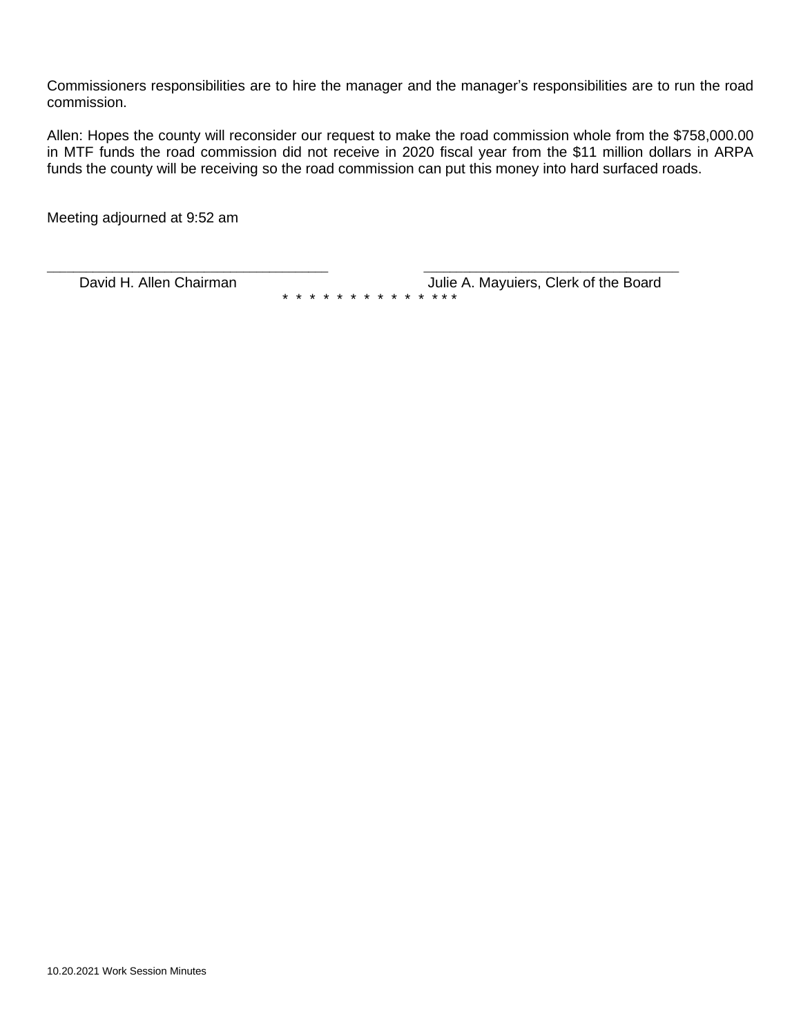Commissioners responsibilities are to hire the manager and the manager's responsibilities are to run the road commission.

Allen: Hopes the county will reconsider our request to make the road commission whole from the $758,000.00 in MTF funds the road commission did not receive in 2020 fiscal year from the $11 million dollars in ARPA funds the county will be receiving so the road commission can put this money into hard surfaced roads.

Meeting adjourned at 9:52 am

\_\_\_\_\_\_\_\_\_\_\_\_\_\_\_\_\_\_\_\_\_\_\_\_\_\_\_\_\_\_\_\_\_\_\_\_ \_\_\_\_\_\_\_\_\_\_\_\_\_\_\_\_\_\_\_\_\_\_\_\_\_\_\_\_\_\_\_\_\_\_\_\_

David H. Allen Chairman Julie A. Mayuiers, Clerk of the Board

* * * * * * * * * * * * * * *